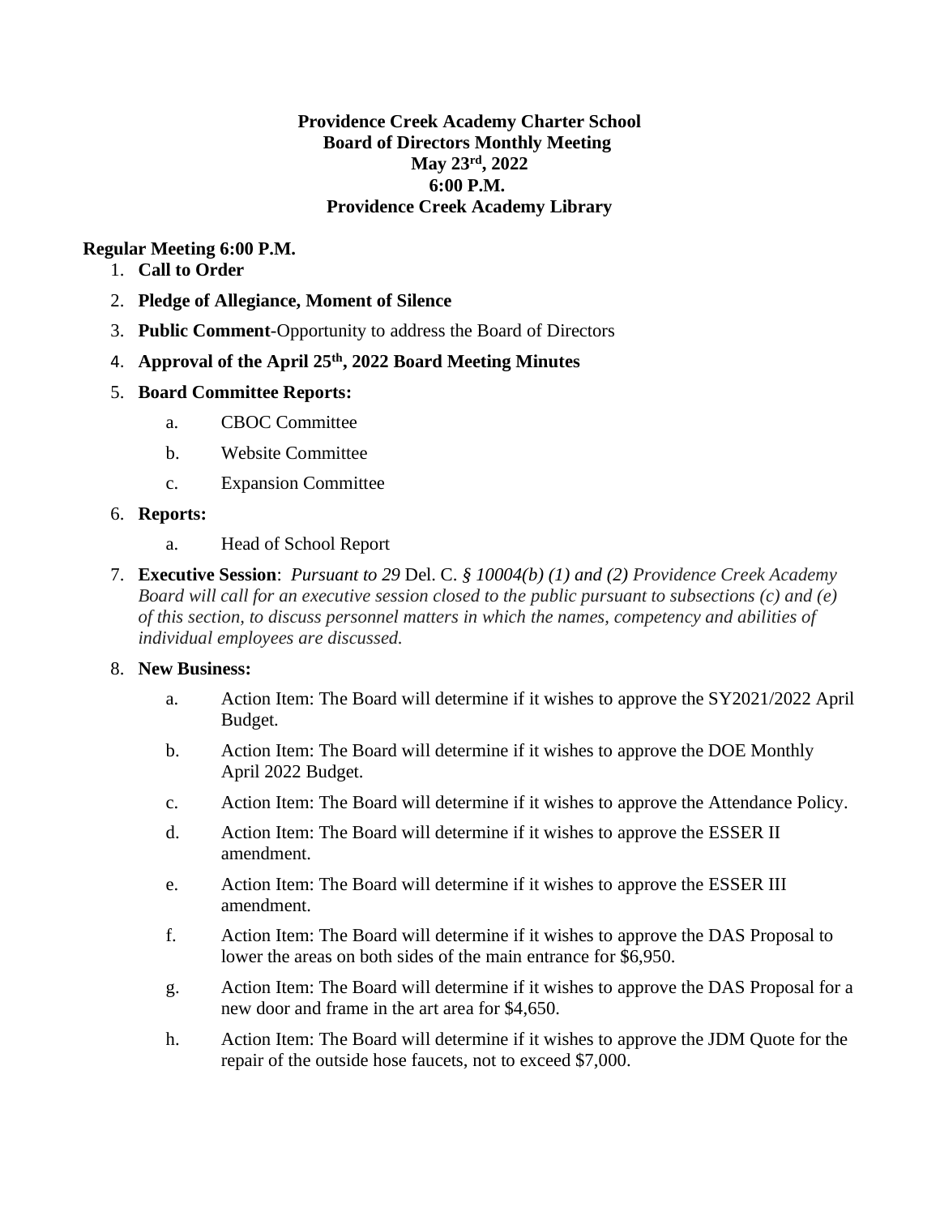# Providence Creek Academy Charter School
## Board of Directors Monthly Meeting
## May 23rd, 2022
## 6:00 P.M.
## Providence Creek Academy Library

**Regular Meeting 6:00 P.M.**

1. **Call to Order**
2. **Pledge of Allegiance, Moment of Silence**
3. **Public Comment**-Opportunity to address the Board of Directors
4. **Approval of the April 25th, 2022 Board Meeting Minutes**
5. **Board Committee Reports:**
   - a. CBOC Committee
   - b. Website Committee
   - c. Expansion Committee
6. **Reports:**
   - a. Head of School Report
7. **Executive Session**: *Pursuant to 29* Del. C. *§ 10004(b) (1) and (2) Providence Creek Academy Board will call for an executive session closed to the public pursuant to subsections (c) and (e) of this section, to discuss personnel matters in which the names, competency and abilities of individual employees are discussed.*
8. **New Business:**
   - a. Action Item: The Board will determine if it wishes to approve the SY2021/2022 April Budget.
   - b. Action Item: The Board will determine if it wishes to approve the DOE Monthly April 2022 Budget.
   - c. Action Item: The Board will determine if it wishes to approve the Attendance Policy.
   - d. Action Item: The Board will determine if it wishes to approve the ESSER II amendment.
   - e. Action Item: The Board will determine if it wishes to approve the ESSER III amendment.
   - f. Action Item: The Board will determine if it wishes to approve the DAS Proposal to lower the areas on both sides of the main entrance for $6,950.
   - g. Action Item: The Board will determine if it wishes to approve the DAS Proposal for a new door and frame in the art area for $4,650.
   - h. Action Item: The Board will determine if it wishes to approve the JDM Quote for the repair of the outside hose faucets, not to exceed $7,000.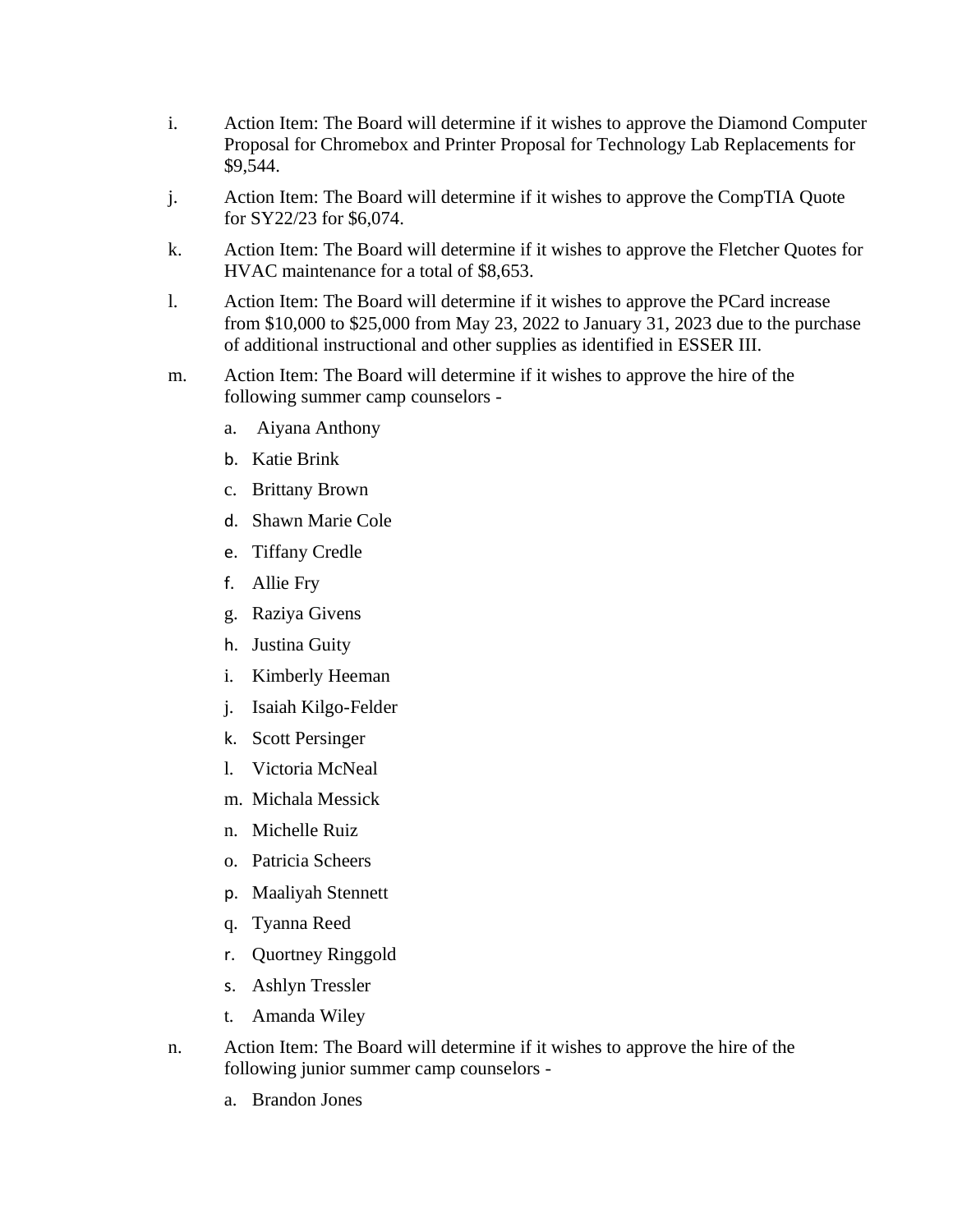i. Action Item: The Board will determine if it wishes to approve the Diamond Computer Proposal for Chromebox and Printer Proposal for Technology Lab Replacements for $9,544.

j. Action Item: The Board will determine if it wishes to approve the CompTIA Quote for SY22/23 for $6,074.

k. Action Item: The Board will determine if it wishes to approve the Fletcher Quotes for HVAC maintenance for a total of $8,653.

l. Action Item: The Board will determine if it wishes to approve the PCard increase from $10,000 to $25,000 from May 23, 2022 to January 31, 2023 due to the purchase of additional instructional and other supplies as identified in ESSER III.

m. Action Item: The Board will determine if it wishes to approve the hire of the following summer camp counselors -

    a. Aiyana Anthony
    b. Katie Brink
    c. Brittany Brown
    d. Shawn Marie Cole
    e. Tiffany Credle
    f. Allie Fry
    g. Raziya Givens
    h. Justina Guity
    i. Kimberly Heeman
    j. Isaiah Kilgo-Felder
    k. Scott Persinger
    l. Victoria McNeal
    m. Michala Messick
    n. Michelle Ruiz
    o. Patricia Scheers
    p. Maaliyah Stennett
    q. Tyanna Reed
    r. Quortney Ringgold
    s. Ashlyn Tressler
    t. Amanda Wiley

n. Action Item: The Board will determine if it wishes to approve the hire of the following junior summer camp counselors -

    a. Brandon Jones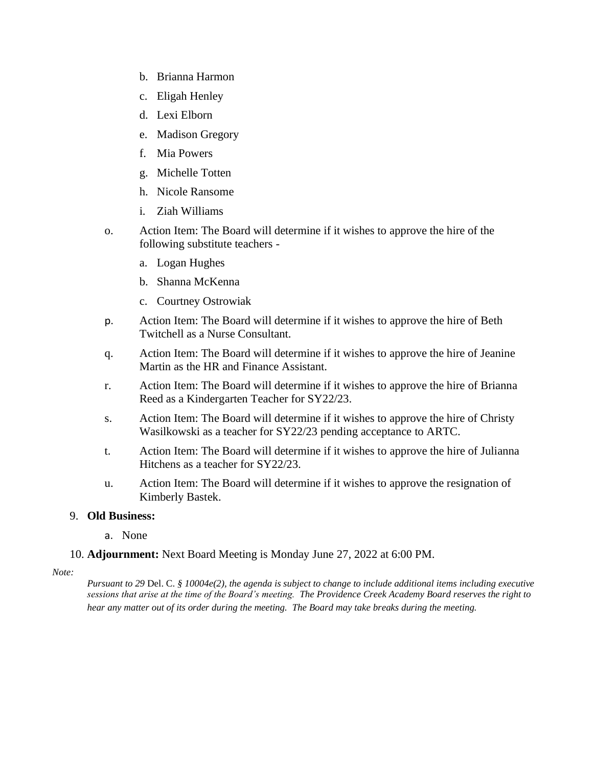b. Brianna Harmon
   c. Eligah Henley
   d. Lexi Elborn
   e. Madison Gregory
   f. Mia Powers
   g. Michelle Totten
   h. Nicole Ransome
   i. Ziah Williams

o. Action Item: The Board will determine if it wishes to approve the hire of the following substitute teachers -
   a. Logan Hughes
   b. Shanna McKenna
   c. Courtney Ostrowiak

p. Action Item: The Board will determine if it wishes to approve the hire of Beth Twitchell as a Nurse Consultant.

q. Action Item: The Board will determine if it wishes to approve the hire of Jeanine Martin as the HR and Finance Assistant.

r. Action Item: The Board will determine if it wishes to approve the hire of Brianna Reed as a Kindergarten Teacher for SY22/23.

s. Action Item: The Board will determine if it wishes to approve the hire of Christy Wasilkowski as a teacher for SY22/23 pending acceptance to ARTC.

t. Action Item: The Board will determine if it wishes to approve the hire of Julianna Hitchens as a teacher for SY22/23.

u. Action Item: The Board will determine if it wishes to approve the resignation of Kimberly Bastek.

9. **Old Business:**
   a. None

10. **Adjournment:** Next Board Meeting is Monday June 27, 2022 at 6:00 PM.

*Note:*

*Pursuant to 29* Del. C. *§ 10004e(2), the agenda is subject to change to include additional items including executive sessions that arise at the time of the Board's meeting. The Providence Creek Academy Board reserves the right to hear any matter out of its order during the meeting. The Board may take breaks during the meeting.*